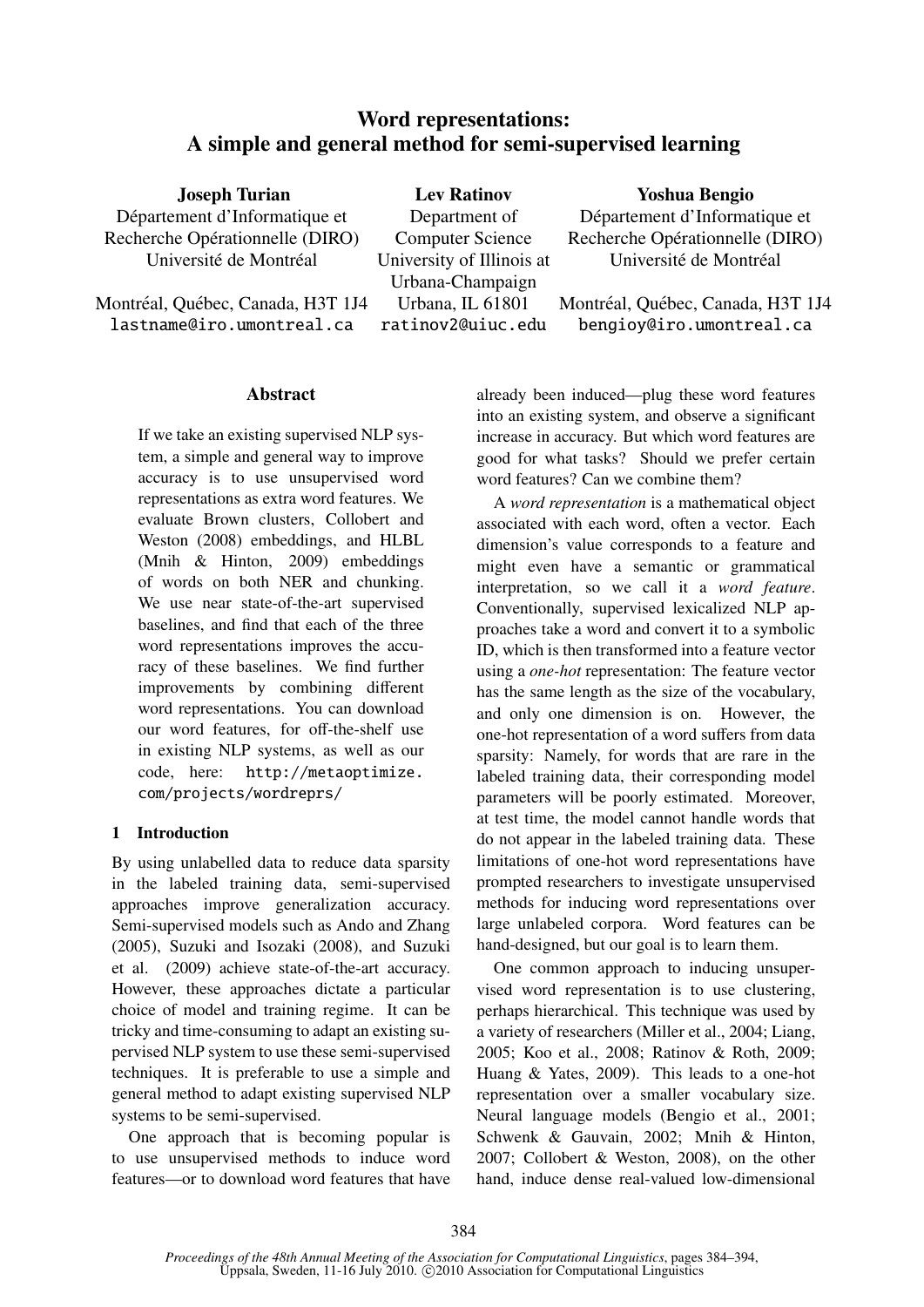# Word representations: A simple and general method for semi-supervised learning

**Joseph Turian**
Département d'Informatique et Recherche Opérationnelle (DIRO)
Université de Montréal
Montréal, Québec, Canada, H3T 1J4
lastname@iro.umontreal.ca

**Lev Ratinov**
Department of Computer Science
University of Illinois at Urbana-Champaign
Urbana, IL 61801
ratinov2@uiuc.edu

**Yoshua Bengio**
Département d'Informatique et Recherche Opérationnelle (DIRO)
Université de Montréal
Montréal, Québec, Canada, H3T 1J4
bengioy@iro.umontreal.ca

## Abstract

If we take an existing supervised NLP system, a simple and general way to improve accuracy is to use unsupervised word representations as extra word features. We evaluate Brown clusters, Collobert and Weston (2008) embeddings, and HLBL (Mnih & Hinton, 2009) embeddings of words on both NER and chunking. We use near state-of-the-art supervised baselines, and find that each of the three word representations improves the accuracy of these baselines. We find further improvements by combining different word representations. You can download our word features, for off-the-shelf use in existing NLP systems, as well as our code, here: http://metaoptimize.com/projects/wordreprs/

## 1 Introduction

By using unlabelled data to reduce data sparsity in the labeled training data, semi-supervised approaches improve generalization accuracy. Semi-supervised models such as Ando and Zhang (2005), Suzuki and Isozaki (2008), and Suzuki et al. (2009) achieve state-of-the-art accuracy. However, these approaches dictate a particular choice of model and training regime. It can be tricky and time-consuming to adapt an existing supervised NLP system to use these semi-supervised techniques. It is preferable to use a simple and general method to adapt existing supervised NLP systems to be semi-supervised.

One approach that is becoming popular is to use unsupervised methods to induce word features—or to download word features that have already been induced—plug these word features into an existing system, and observe a significant increase in accuracy. But which word features are good for what tasks? Should we prefer certain word features? Can we combine them?

A *word representation* is a mathematical object associated with each word, often a vector. Each dimension's value corresponds to a feature and might even have a semantic or grammatical interpretation, so we call it a *word feature*. Conventionally, supervised lexicalized NLP approaches take a word and convert it to a symbolic ID, which is then transformed into a feature vector using a *one-hot* representation: The feature vector has the same length as the size of the vocabulary, and only one dimension is on. However, the one-hot representation of a word suffers from data sparsity: Namely, for words that are rare in the labeled training data, their corresponding model parameters will be poorly estimated. Moreover, at test time, the model cannot handle words that do not appear in the labeled training data. These limitations of one-hot word representations have prompted researchers to investigate unsupervised methods for inducing word representations over large unlabeled corpora. Word features can be hand-designed, but our goal is to learn them.

One common approach to inducing unsupervised word representation is to use clustering, perhaps hierarchical. This technique was used by a variety of researchers (Miller et al., 2004; Liang, 2005; Koo et al., 2008; Ratinov & Roth, 2009; Huang & Yates, 2009). This leads to a one-hot representation over a smaller vocabulary size. Neural language models (Bengio et al., 2001; Schwenk & Gauvain, 2002; Mnih & Hinton, 2007; Collobert & Weston, 2008), on the other hand, induce dense real-valued low-dimensional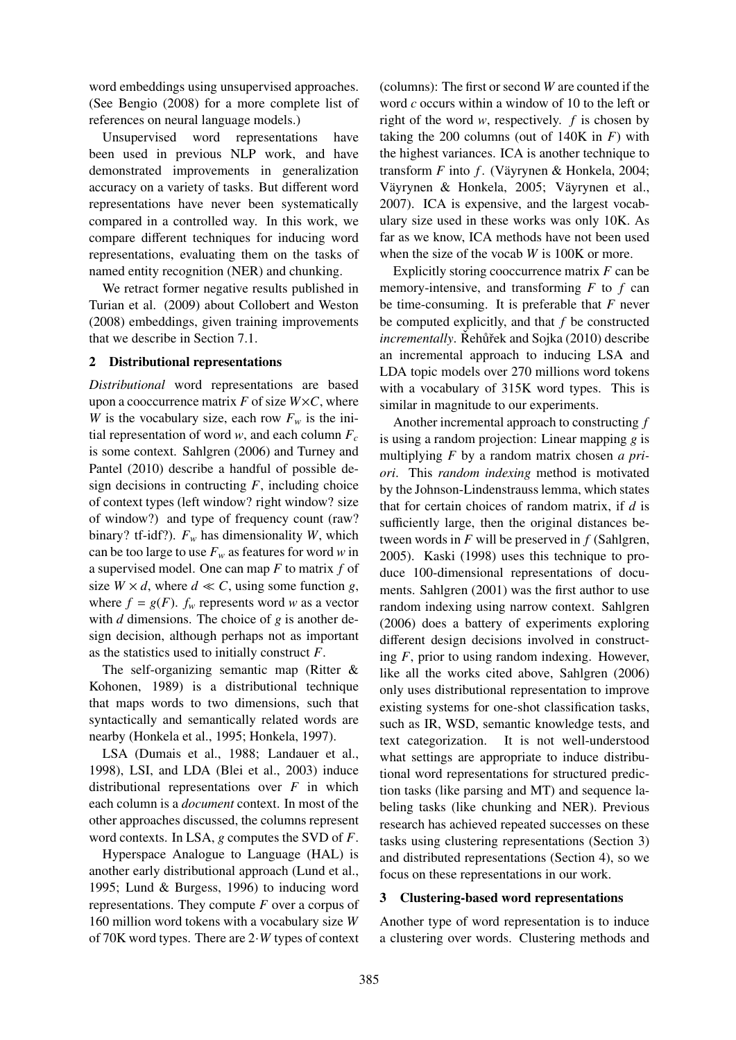word embeddings using unsupervised approaches. (See Bengio (2008) for a more complete list of references on neural language models.)

Unsupervised word representations have been used in previous NLP work, and have demonstrated improvements in generalization accuracy on a variety of tasks. But different word representations have never been systematically compared in a controlled way. In this work, we compare different techniques for inducing word representations, evaluating them on the tasks of named entity recognition (NER) and chunking.

We retract former negative results published in Turian et al. (2009) about Collobert and Weston (2008) embeddings, given training improvements that we describe in Section 7.1.

## 2 Distributional representations

*Distributional* word representations are based upon a cooccurrence matrix $F$ of size $W \times C$, where $W$ is the vocabulary size, each row $F_w$ is the initial representation of word $w$, and each column $F_c$ is some context. Sahlgren (2006) and Turney and Pantel (2010) describe a handful of possible design decisions in contructing $F$, including choice of context types (left window? right window? size of window?) and type of frequency count (raw? binary? tf-idf?). $F_w$ has dimensionality $W$, which can be too large to use $F_w$ as features for word $w$ in a supervised model. One can map $F$ to matrix $f$ of size $W \times d$, where $d \ll C$, using some function $g$, where $f = g(F)$. $f_w$ represents word $w$ as a vector with $d$ dimensions. The choice of $g$ is another design decision, although perhaps not as important as the statistics used to initially construct $F$.

The self-organizing semantic map (Ritter & Kohonen, 1989) is a distributional technique that maps words to two dimensions, such that syntactically and semantically related words are nearby (Honkela et al., 1995; Honkela, 1997).

LSA (Dumais et al., 1988; Landauer et al., 1998), LSI, and LDA (Blei et al., 2003) induce distributional representations over $F$ in which each column is a *document* context. In most of the other approaches discussed, the columns represent word contexts. In LSA, $g$ computes the SVD of $F$.

Hyperspace Analogue to Language (HAL) is another early distributional approach (Lund et al., 1995; Lund & Burgess, 1996) to inducing word representations. They compute $F$ over a corpus of 160 million word tokens with a vocabulary size $W$ of 70K word types. There are $2 \cdot W$ types of context (columns): The first or second $W$ are counted if the word $c$ occurs within a window of 10 to the left or right of the word $w$, respectively. $f$ is chosen by taking the 200 columns (out of 140K in $F$) with the highest variances. ICA is another technique to transform $F$ into $f$. (Väyrynen & Honkela, 2004; Väyrynen & Honkela, 2005; Väyrynen et al., 2007). ICA is expensive, and the largest vocabulary size used in these works was only 10K. As far as we know, ICA methods have not been used when the size of the vocab $W$ is 100K or more.

Explicitly storing cooccurrence matrix $F$ can be memory-intensive, and transforming $F$ to $f$ can be time-consuming. It is preferable that $F$ never be computed explicitly, and that $f$ be constructed *incrementally*. Řehůřek and Sojka (2010) describe an incremental approach to inducing LSA and LDA topic models over 270 millions word tokens with a vocabulary of 315K word types. This is similar in magnitude to our experiments.

Another incremental approach to constructing $f$ is using a random projection: Linear mapping $g$ is multiplying $F$ by a random matrix chosen *a priori*. This *random indexing* method is motivated by the Johnson-Lindenstrauss lemma, which states that for certain choices of random matrix, if $d$ is sufficiently large, then the original distances between words in $F$ will be preserved in $f$ (Sahlgren, 2005). Kaski (1998) uses this technique to produce 100-dimensional representations of documents. Sahlgren (2001) was the first author to use random indexing using narrow context. Sahlgren (2006) does a battery of experiments exploring different design decisions involved in constructing $F$, prior to using random indexing. However, like all the works cited above, Sahlgren (2006) only uses distributional representation to improve existing systems for one-shot classification tasks, such as IR, WSD, semantic knowledge tests, and text categorization. It is not well-understood what settings are appropriate to induce distributional word representations for structured prediction tasks (like parsing and MT) and sequence labeling tasks (like chunking and NER). Previous research has achieved repeated successes on these tasks using clustering representations (Section 3) and distributed representations (Section 4), so we focus on these representations in our work.

## 3 Clustering-based word representations

Another type of word representation is to induce a clustering over words. Clustering methods and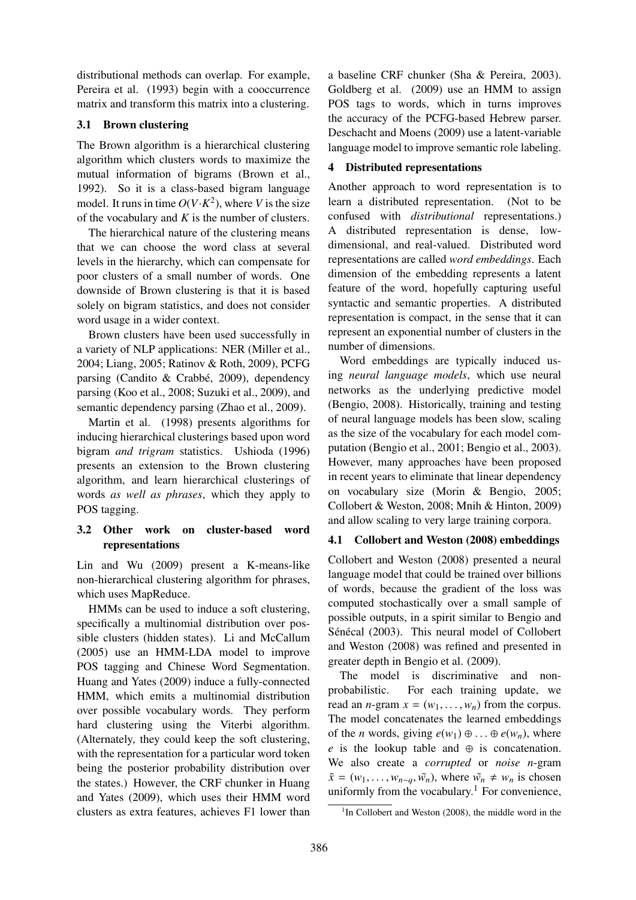distributional methods can overlap. For example, Pereira et al. (1993) begin with a cooccurrence matrix and transform this matrix into a clustering.

### 3.1 Brown clustering

The Brown algorithm is a hierarchical clustering algorithm which clusters words to maximize the mutual information of bigrams (Brown et al., 1992). So it is a class-based bigram language model. It runs in time $O(V \cdot K^2)$, where $V$ is the size of the vocabulary and $K$ is the number of clusters.

The hierarchical nature of the clustering means that we can choose the word class at several levels in the hierarchy, which can compensate for poor clusters of a small number of words. One downside of Brown clustering is that it is based solely on bigram statistics, and does not consider word usage in a wider context.

Brown clusters have been used successfully in a variety of NLP applications: NER (Miller et al., 2004; Liang, 2005; Ratinov & Roth, 2009), PCFG parsing (Candito & Crabbé, 2009), dependency parsing (Koo et al., 2008; Suzuki et al., 2009), and semantic dependency parsing (Zhao et al., 2009).

Martin et al. (1998) presents algorithms for inducing hierarchical clusterings based upon word bigram *and trigram* statistics. Ushioda (1996) presents an extension to the Brown clustering algorithm, and learn hierarchical clusterings of words *as well as phrases*, which they apply to POS tagging.

### 3.2 Other work on cluster-based word representations

Lin and Wu (2009) present a K-means-like non-hierarchical clustering algorithm for phrases, which uses MapReduce.

HMMs can be used to induce a soft clustering, specifically a multinomial distribution over possible clusters (hidden states). Li and McCallum (2005) use an HMM-LDA model to improve POS tagging and Chinese Word Segmentation. Huang and Yates (2009) induce a fully-connected HMM, which emits a multinomial distribution over possible vocabulary words. They perform hard clustering using the Viterbi algorithm. (Alternately, they could keep the soft clustering, with the representation for a particular word token being the posterior probability distribution over the states.) However, the CRF chunker in Huang and Yates (2009), which uses their HMM word clusters as extra features, achieves F1 lower than a baseline CRF chunker (Sha & Pereira, 2003). Goldberg et al. (2009) use an HMM to assign POS tags to words, which in turns improves the accuracy of the PCFG-based Hebrew parser. Deschacht and Moens (2009) use a latent-variable language model to improve semantic role labeling.

## 4 Distributed representations

Another approach to word representation is to learn a distributed representation. (Not to be confused with *distributional* representations.) A distributed representation is dense, low-dimensional, and real-valued. Distributed word representations are called *word embeddings*. Each dimension of the embedding represents a latent feature of the word, hopefully capturing useful syntactic and semantic properties. A distributed representation is compact, in the sense that it can represent an exponential number of clusters in the number of dimensions.

Word embeddings are typically induced using *neural language models*, which use neural networks as the underlying predictive model (Bengio, 2008). Historically, training and testing of neural language models has been slow, scaling as the size of the vocabulary for each model computation (Bengio et al., 2001; Bengio et al., 2003). However, many approaches have been proposed in recent years to eliminate that linear dependency on vocabulary size (Morin & Bengio, 2005; Collobert & Weston, 2008; Mnih & Hinton, 2009) and allow scaling to very large training corpora.

### 4.1 Collobert and Weston (2008) embeddings

Collobert and Weston (2008) presented a neural language model that could be trained over billions of words, because the gradient of the loss was computed stochastically over a small sample of possible outputs, in a spirit similar to Bengio and Sénécal (2003). This neural model of Collobert and Weston (2008) was refined and presented in greater depth in Bengio et al. (2009).

The model is discriminative and non-probabilistic. For each training update, we read an $n$-gram $x = (w_1, \ldots, w_n)$ from the corpus. The model concatenates the learned embeddings of the $n$ words, giving $e(w_1) \oplus \ldots \oplus e(w_n)$, where $e$ is the lookup table and $\oplus$ is concatenation. We also create a *corrupted* or *noise* $n$-gram $\tilde{x} = (w_1, \ldots, w_{n-q}, \tilde{w_n})$, where $\tilde{w_n} \neq w_n$ is chosen uniformly from the vocabulary.[1] For convenience,

[1] In Collobert and Weston (2008), the middle word in the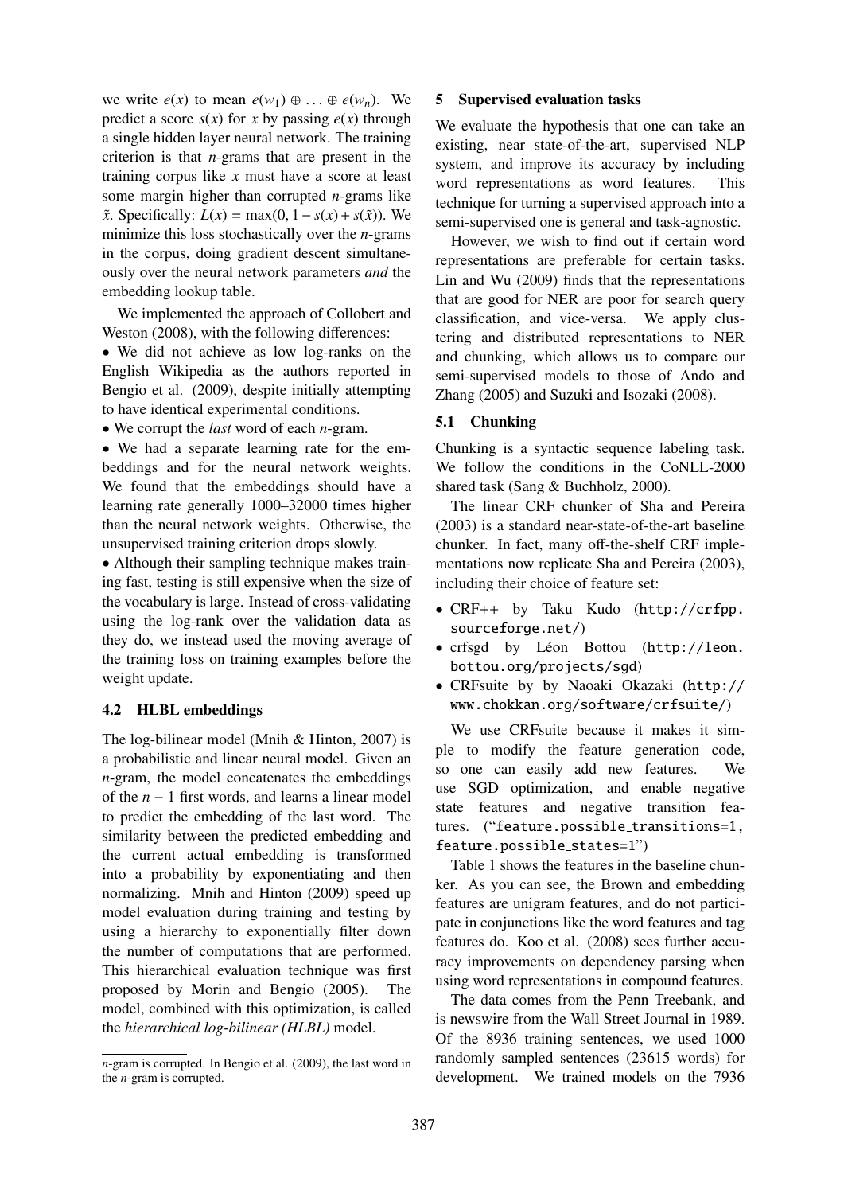we write $e(x)$ to mean $e(w_1) \oplus \ldots \oplus e(w_n)$. We predict a score $s(x)$ for $x$ by passing $e(x)$ through a single hidden layer neural network. The training criterion is that $n$-grams that are present in the training corpus like $x$ must have a score at least some margin higher than corrupted $n$-grams like $\tilde{x}$. Specifically: $L(x) = \max(0, 1 - s(x) + s(\tilde{x}))$. We minimize this loss stochastically over the $n$-grams in the corpus, doing gradient descent simultaneously over the neural network parameters *and* the embedding lookup table.

We implemented the approach of Collobert and Weston (2008), with the following differences:

- We did not achieve as low log-ranks on the English Wikipedia as the authors reported in Bengio et al. (2009), despite initially attempting to have identical experimental conditions.
- We corrupt the *last* word of each $n$-gram.
- We had a separate learning rate for the embeddings and for the neural network weights. We found that the embeddings should have a learning rate generally 1000–32000 times higher than the neural network weights. Otherwise, the unsupervised training criterion drops slowly.
- Although their sampling technique makes training fast, testing is still expensive when the size of the vocabulary is large. Instead of cross-validating using the log-rank over the validation data as they do, we instead used the moving average of the training loss on training examples before the weight update.

### 4.2 HLBL embeddings

The log-bilinear model (Mnih & Hinton, 2007) is a probabilistic and linear neural model. Given an $n$-gram, the model concatenates the embeddings of the $n-1$ first words, and learns a linear model to predict the embedding of the last word. The similarity between the predicted embedding and the current actual embedding is transformed into a probability by exponentiating and then normalizing. Mnih and Hinton (2009) speed up model evaluation during training and testing by using a hierarchy to exponentially filter down the number of computations that are performed. This hierarchical evaluation technique was first proposed by Morin and Bengio (2005). The model, combined with this optimization, is called the *hierarchical log-bilinear (HLBL)* model.

$n$-gram is corrupted. In Bengio et al. (2009), the last word in the $n$-gram is corrupted.

## 5 Supervised evaluation tasks

We evaluate the hypothesis that one can take an existing, near state-of-the-art, supervised NLP system, and improve its accuracy by including word representations as word features. This technique for turning a supervised approach into a semi-supervised one is general and task-agnostic.

However, we wish to find out if certain word representations are preferable for certain tasks. Lin and Wu (2009) finds that the representations that are good for NER are poor for search query classification, and vice-versa. We apply clustering and distributed representations to NER and chunking, which allows us to compare our semi-supervised models to those of Ando and Zhang (2005) and Suzuki and Isozaki (2008).

### 5.1 Chunking

Chunking is a syntactic sequence labeling task. We follow the conditions in the CoNLL-2000 shared task (Sang & Buchholz, 2000).

The linear CRF chunker of Sha and Pereira (2003) is a standard near-state-of-the-art baseline chunker. In fact, many off-the-shelf CRF implementations now replicate Sha and Pereira (2003), including their choice of feature set:

- CRF++ by Taku Kudo (`http://crfpp.sourceforge.net/`)
- crfsgd by Léon Bottou (`http://leon.bottou.org/projects/sgd`)
- CRFsuite by by Naoaki Okazaki (`http://www.chokkan.org/software/crfsuite/`)

We use CRFsuite because it makes it simple to modify the feature generation code, so one can easily add new features. We use SGD optimization, and enable negative state features and negative transition features. ("`feature.possible_transitions=1, feature.possible_states=1`")

Table 1 shows the features in the baseline chunker. As you can see, the Brown and embedding features are unigram features, and do not participate in conjunctions like the word features and tag features do. Koo et al. (2008) sees further accuracy improvements on dependency parsing when using word representations in compound features.

The data comes from the Penn Treebank, and is newswire from the Wall Street Journal in 1989. Of the 8936 training sentences, we used 1000 randomly sampled sentences (23615 words) for development. We trained models on the 7936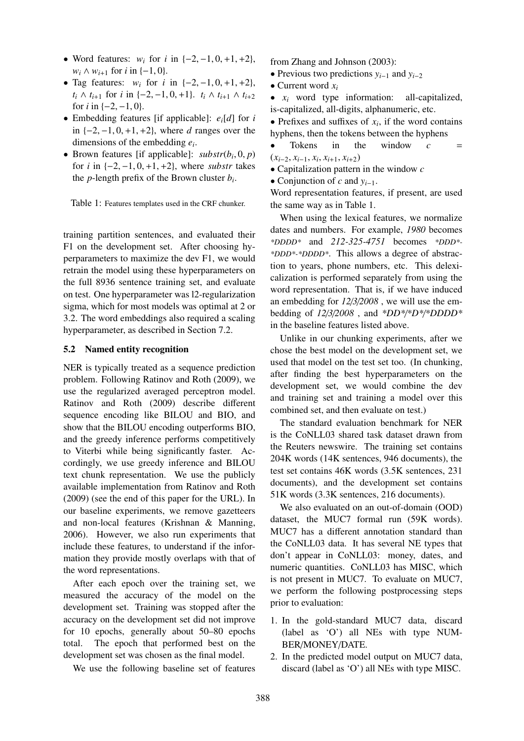- Word features: $w_i$ for $i$ in $\{-2, -1, 0, +1, +2\}$, $w_i \wedge w_{i+1}$ for $i$ in $\{-1, 0\}$.
- Tag features: $w_i$ for $i$ in $\{-2, -1, 0, +1, +2\}$, $t_i \wedge t_{i+1}$ for $i$ in $\{-2, -1, 0, +1\}$. $t_i \wedge t_{i+1} \wedge t_{i+2}$ for $i$ in $\{-2, -1, 0\}$.
- Embedding features [if applicable]: $e_i[d]$ for $i$ in $\{-2, -1, 0, +1, +2\}$, where $d$ ranges over the dimensions of the embedding $e_i$.
- Brown features [if applicable]: $substr(b_i, 0, p)$ for $i$ in $\{-2, -1, 0, +1, +2\}$, where *substr* takes the $p$-length prefix of the Brown cluster $b_i$.

Table 1: Features templates used in the CRF chunker.

training partition sentences, and evaluated their F1 on the development set. After choosing hyperparameters to maximize the dev F1, we would retrain the model using these hyperparameters on the full 8936 sentence training set, and evaluate on test. One hyperparameter was l2-regularization sigma, which for most models was optimal at 2 or 3.2. The word embeddings also required a scaling hyperparameter, as described in Section 7.2.

### 5.2 Named entity recognition

NER is typically treated as a sequence prediction problem. Following Ratinov and Roth (2009), we use the regularized averaged perceptron model. Ratinov and Roth (2009) describe different sequence encoding like BILOU and BIO, and show that the BILOU encoding outperforms BIO, and the greedy inference performs competitively to Viterbi while being significantly faster. Accordingly, we use greedy inference and BILOU text chunk representation. We use the publicly available implementation from Ratinov and Roth (2009) (see the end of this paper for the URL). In our baseline experiments, we remove gazetteers and non-local features (Krishnan & Manning, 2006). However, we also run experiments that include these features, to understand if the information they provide mostly overlaps with that of the word representations.

After each epoch over the training set, we measured the accuracy of the model on the development set. Training was stopped after the accuracy on the development set did not improve for 10 epochs, generally about 50–80 epochs total. The epoch that performed best on the development set was chosen as the final model.

We use the following baseline set of features from Zhang and Johnson (2003):

- Previous two predictions $y_{i-1}$ and $y_{i-2}$
- Current word $x_i$
- $x_i$ word type information: all-capitalized, is-capitalized, all-digits, alphanumeric, etc.
- Prefixes and suffixes of $x_i$, if the word contains hyphens, then the tokens between the hyphens
- Tokens in the window $c = (x_{i-2}, x_{i-1}, x_i, x_{i+1}, x_{i+2})$
- Capitalization pattern in the window $c$
- Conjunction of $c$ and $y_{i-1}$.

Word representation features, if present, are used the same way as in Table 1.

When using the lexical features, we normalize dates and numbers. For example, *1980* becomes *\*DDDD\** and *212-325-4751* becomes *\*DDD\*-\*DDD\*-\*DDDD\**. This allows a degree of abstraction to years, phone numbers, etc. This delexicalization is performed separately from using the word representation. That is, if we have induced an embedding for *12/3/2008* , we will use the embedding of *12/3/2008* , and *\*DD\*/\*D\*/\*DDDD\** in the baseline features listed above.

Unlike in our chunking experiments, after we chose the best model on the development set, we used that model on the test set too. (In chunking, after finding the best hyperparameters on the development set, we would combine the dev and training set and training a model over this combined set, and then evaluate on test.)

The standard evaluation benchmark for NER is the CoNLL03 shared task dataset drawn from the Reuters newswire. The training set contains 204K words (14K sentences, 946 documents), the test set contains 46K words (3.5K sentences, 231 documents), and the development set contains 51K words (3.3K sentences, 216 documents).

We also evaluated on an out-of-domain (OOD) dataset, the MUC7 formal run (59K words). MUC7 has a different annotation standard than the CoNLL03 data. It has several NE types that don't appear in CoNLL03: money, dates, and numeric quantities. CoNLL03 has MISC, which is not present in MUC7. To evaluate on MUC7, we perform the following postprocessing steps prior to evaluation:

1. In the gold-standard MUC7 data, discard (label as 'O') all NEs with type NUMBER/MONEY/DATE.
2. In the predicted model output on MUC7 data, discard (label as 'O') all NEs with type MISC.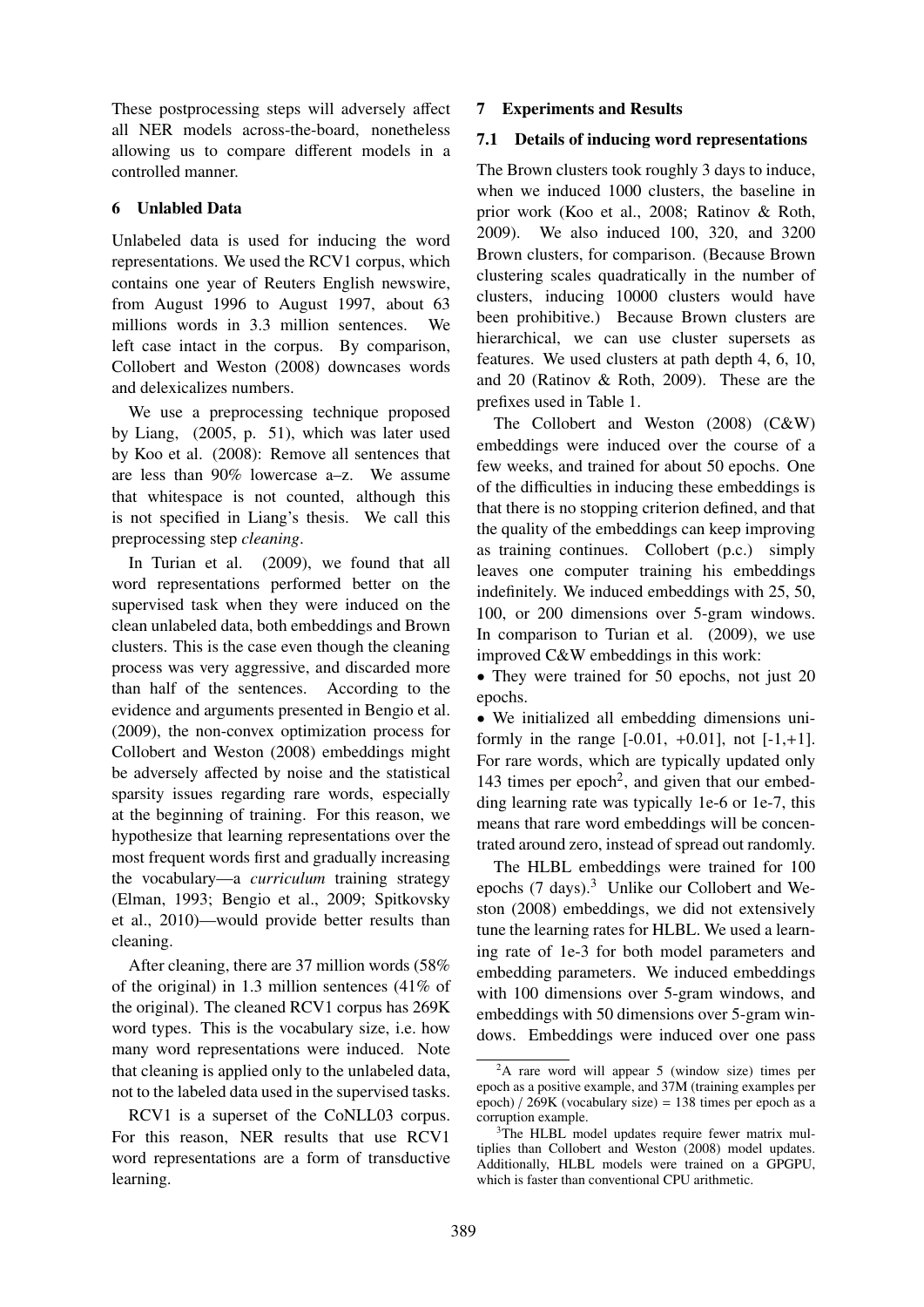These postprocessing steps will adversely affect all NER models across-the-board, nonetheless allowing us to compare different models in a controlled manner.

## 6 Unlabled Data

Unlabeled data is used for inducing the word representations. We used the RCV1 corpus, which contains one year of Reuters English newswire, from August 1996 to August 1997, about 63 millions words in 3.3 million sentences. We left case intact in the corpus. By comparison, Collobert and Weston (2008) downcases words and delexicalizes numbers.

We use a preprocessing technique proposed by Liang, (2005, p. 51), which was later used by Koo et al. (2008): Remove all sentences that are less than 90% lowercase a–z. We assume that whitespace is not counted, although this is not specified in Liang's thesis. We call this preprocessing step *cleaning*.

In Turian et al. (2009), we found that all word representations performed better on the supervised task when they were induced on the clean unlabeled data, both embeddings and Brown clusters. This is the case even though the cleaning process was very aggressive, and discarded more than half of the sentences. According to the evidence and arguments presented in Bengio et al. (2009), the non-convex optimization process for Collobert and Weston (2008) embeddings might be adversely affected by noise and the statistical sparsity issues regarding rare words, especially at the beginning of training. For this reason, we hypothesize that learning representations over the most frequent words first and gradually increasing the vocabulary—a *curriculum* training strategy (Elman, 1993; Bengio et al., 2009; Spitkovsky et al., 2010)—would provide better results than cleaning.

After cleaning, there are 37 million words (58% of the original) in 1.3 million sentences (41% of the original). The cleaned RCV1 corpus has 269K word types. This is the vocabulary size, i.e. how many word representations were induced. Note that cleaning is applied only to the unlabeled data, not to the labeled data used in the supervised tasks.

RCV1 is a superset of the CoNLL03 corpus. For this reason, NER results that use RCV1 word representations are a form of transductive learning.

## 7 Experiments and Results

### 7.1 Details of inducing word representations

The Brown clusters took roughly 3 days to induce, when we induced 1000 clusters, the baseline in prior work (Koo et al., 2008; Ratinov & Roth, 2009). We also induced 100, 320, and 3200 Brown clusters, for comparison. (Because Brown clustering scales quadratically in the number of clusters, inducing 10000 clusters would have been prohibitive.) Because Brown clusters are hierarchical, we can use cluster supersets as features. We used clusters at path depth 4, 6, 10, and 20 (Ratinov & Roth, 2009). These are the prefixes used in Table 1.

The Collobert and Weston (2008) (C&W) embeddings were induced over the course of a few weeks, and trained for about 50 epochs. One of the difficulties in inducing these embeddings is that there is no stopping criterion defined, and that the quality of the embeddings can keep improving as training continues. Collobert (p.c.) simply leaves one computer training his embeddings indefinitely. We induced embeddings with 25, 50, 100, or 200 dimensions over 5-gram windows. In comparison to Turian et al. (2009), we use improved C&W embeddings in this work:

- They were trained for 50 epochs, not just 20 epochs.
- We initialized all embedding dimensions uniformly in the range [-0.01, +0.01], not [-1,+1]. For rare words, which are typically updated only 143 times per epoch[2], and given that our embedding learning rate was typically 1e-6 or 1e-7, this means that rare word embeddings will be concentrated around zero, instead of spread out randomly.

The HLBL embeddings were trained for 100 epochs (7 days).[3] Unlike our Collobert and Weston (2008) embeddings, we did not extensively tune the learning rates for HLBL. We used a learning rate of 1e-3 for both model parameters and embedding parameters. We induced embeddings with 100 dimensions over 5-gram windows, and embeddings with 50 dimensions over 5-gram windows. Embeddings were induced over one pass

[2]A rare word will appear 5 (window size) times per epoch as a positive example, and 37M (training examples per epoch) / 269K (vocabulary size) = 138 times per epoch as a corruption example.

[3]The HLBL model updates require fewer matrix multiplies than Collobert and Weston (2008) model updates. Additionally, HLBL models were trained on a GPGPU, which is faster than conventional CPU arithmetic.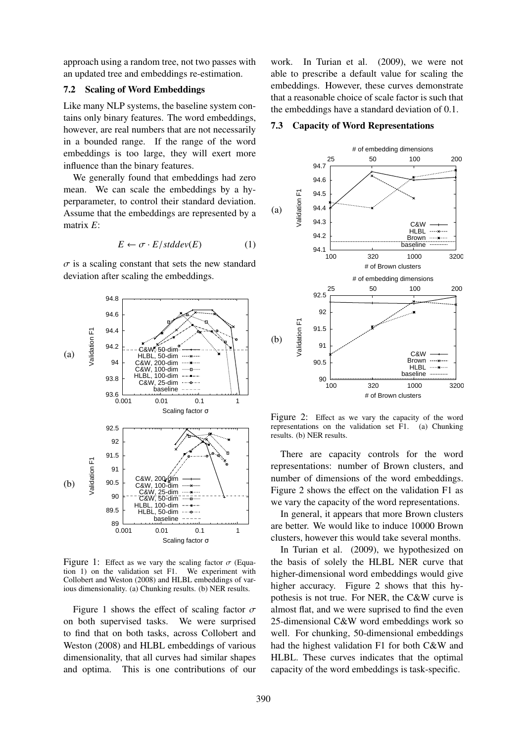approach using a random tree, not two passes with an updated tree and embeddings re-estimation.

### 7.2 Scaling of Word Embeddings

Like many NLP systems, the baseline system contains only binary features. The word embeddings, however, are real numbers that are not necessarily in a bounded range. If the range of the word embeddings is too large, they will exert more influence than the binary features.

We generally found that embeddings had zero mean. We can scale the embeddings by a hyperparameter, to control their standard deviation. Assume that the embeddings are represented by a matrix $E$:

$$E \leftarrow \sigma \cdot E / stddev(E) \quad (1)$$

$\sigma$ is a scaling constant that sets the new standard deviation after scaling the embeddings.

Figure 1: Effect as we vary the scaling factor $\sigma$ (Equation 1) on the validation set F1. We experiment with Collobert and Weston (2008) and HLBL embeddings of various dimensionality. (a) Chunking results. (b) NER results.

Figure 1 shows the effect of scaling factor $\sigma$ on both supervised tasks. We were surprised to find that on both tasks, across Collobert and Weston (2008) and HLBL embeddings of various dimensionality, that all curves had similar shapes and optima. This is one contributions of our work. In Turian et al. (2009), we were not able to prescribe a default value for scaling the embeddings. However, these curves demonstrate that a reasonable choice of scale factor is such that the embeddings have a standard deviation of 0.1.

### 7.3 Capacity of Word Representations

Figure 2: Effect as we vary the capacity of the word representations on the validation set F1. (a) Chunking results. (b) NER results.

There are capacity controls for the word representations: number of Brown clusters, and number of dimensions of the word embeddings. Figure 2 shows the effect on the validation F1 as we vary the capacity of the word representations.

In general, it appears that more Brown clusters are better. We would like to induce 10000 Brown clusters, however this would take several months.

In Turian et al. (2009), we hypothesized on the basis of solely the HLBL NER curve that higher-dimensional word embeddings would give higher accuracy. Figure 2 shows that this hypothesis is not true. For NER, the C&W curve is almost flat, and we were suprised to find the even 25-dimensional C&W word embeddings work so well. For chunking, 50-dimensional embeddings had the highest validation F1 for both C&W and HLBL. These curves indicates that the optimal capacity of the word embeddings is task-specific.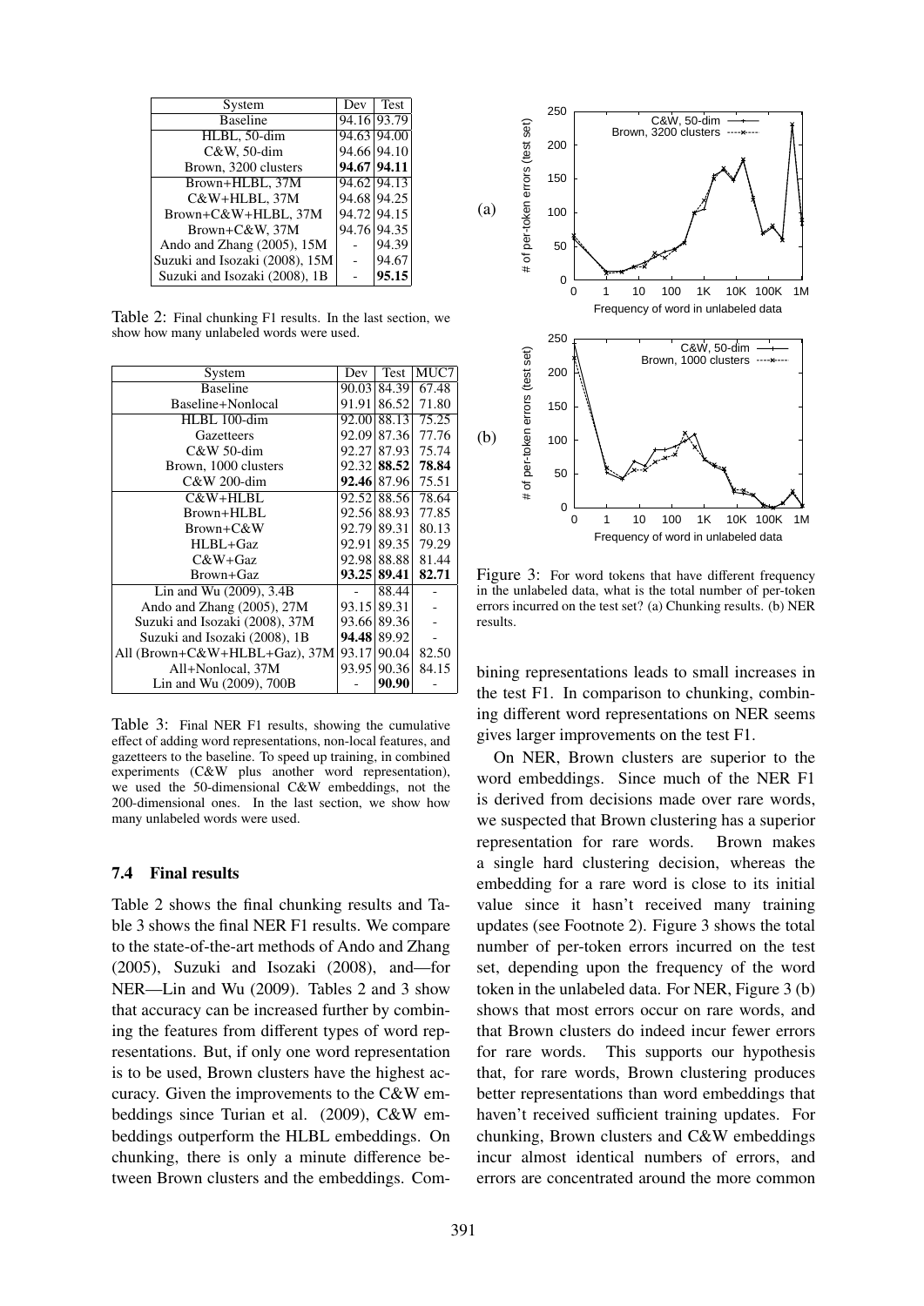| System | Dev | Test |
|---|---|---|
| Baseline | 94.16 | 93.79 |
| HLBL, 50-dim | 94.63 | 94.00 |
| C&W, 50-dim | 94.66 | 94.10 |
| Brown, 3200 clusters | **94.67** | **94.11** |
| Brown+HLBL, 37M | 94.62 | 94.13 |
| C&W+HLBL, 37M | 94.68 | 94.25 |
| Brown+C&W+HLBL, 37M | 94.72 | 94.15 |
| Brown+C&W, 37M | 94.76 | 94.35 |
| Ando and Zhang (2005), 15M | - | 94.39 |
| Suzuki and Isozaki (2008), 15M | - | 94.67 |
| Suzuki and Isozaki (2008), 1B | - | **95.15** |

Table 2: Final chunking F1 results. In the last section, we show how many unlabeled words were used.

| System | Dev | Test | MUC7 |
|---|---|---|---|
| Baseline | 90.03 | 84.39 | 67.48 |
| Baseline+Nonlocal | 91.91 | 86.52 | 71.80 |
| HLBL 100-dim | 92.00 | 88.13 | 75.25 |
| Gazetteers | 92.09 | 87.36 | 77.76 |
| C&W 50-dim | 92.27 | 87.93 | 75.74 |
| Brown, 1000 clusters | 92.32 | **88.52** | **78.84** |
| C&W 200-dim | **92.46** | 87.96 | 75.51 |
| C&W+HLBL | 92.52 | 88.56 | 78.64 |
| Brown+HLBL | 92.56 | 88.93 | 77.85 |
| Brown+C&W | 92.79 | 89.31 | 80.13 |
| HLBL+Gaz | 92.91 | 89.35 | 79.29 |
| C&W+Gaz | 92.98 | 88.88 | 81.44 |
| Brown+Gaz | **93.25** | **89.41** | **82.71** |
| Lin and Wu (2009), 3.4B | - | 88.44 | - |
| Ando and Zhang (2005), 27M | 93.15 | 89.31 | - |
| Suzuki and Isozaki (2008), 37M | 93.66 | 89.36 | - |
| Suzuki and Isozaki (2008), 1B | **94.48** | 89.92 | - |
| All (Brown+C&W+HLBL+Gaz), 37M | 93.17 | 90.04 | 82.50 |
| All+Nonlocal, 37M | 93.95 | 90.36 | 84.15 |
| Lin and Wu (2009), 700B | - | **90.90** | - |

Table 3: Final NER F1 results, showing the cumulative effect of adding word representations, non-local features, and gazetteers to the baseline. To speed up training, in combined experiments (C&W plus another word representation), we used the 50-dimensional C&W embeddings, not the 200-dimensional ones. In the last section, we show how many unlabeled words were used.

### 7.4 Final results

Table 2 shows the final chunking results and Table 3 shows the final NER F1 results. We compare to the state-of-the-art methods of Ando and Zhang (2005), Suzuki and Isozaki (2008), and—for NER—Lin and Wu (2009). Tables 2 and 3 show that accuracy can be increased further by combining the features from different types of word representations. But, if only one word representation is to be used, Brown clusters have the highest accuracy. Given the improvements to the C&W embeddings since Turian et al. (2009), C&W embeddings outperform the HLBL embeddings. On chunking, there is only a minute difference between Brown clusters and the embeddings. Combining representations leads to small increases in the test F1. In comparison to chunking, combining different word representations on NER seems gives larger improvements on the test F1.

Figure 3: For word tokens that have different frequency in the unlabeled data, what is the total number of per-token errors incurred on the test set? (a) Chunking results. (b) NER results.

On NER, Brown clusters are superior to the word embeddings. Since much of the NER F1 is derived from decisions made over rare words, we suspected that Brown clustering has a superior representation for rare words. Brown makes a single hard clustering decision, whereas the embedding for a rare word is close to its initial value since it hasn't received many training updates (see Footnote 2). Figure 3 shows the total number of per-token errors incurred on the test set, depending upon the frequency of the word token in the unlabeled data. For NER, Figure 3 (b) shows that most errors occur on rare words, and that Brown clusters do indeed incur fewer errors for rare words. This supports our hypothesis that, for rare words, Brown clustering produces better representations than word embeddings that haven't received sufficient training updates. For chunking, Brown clusters and C&W embeddings incur almost identical numbers of errors, and errors are concentrated around the more common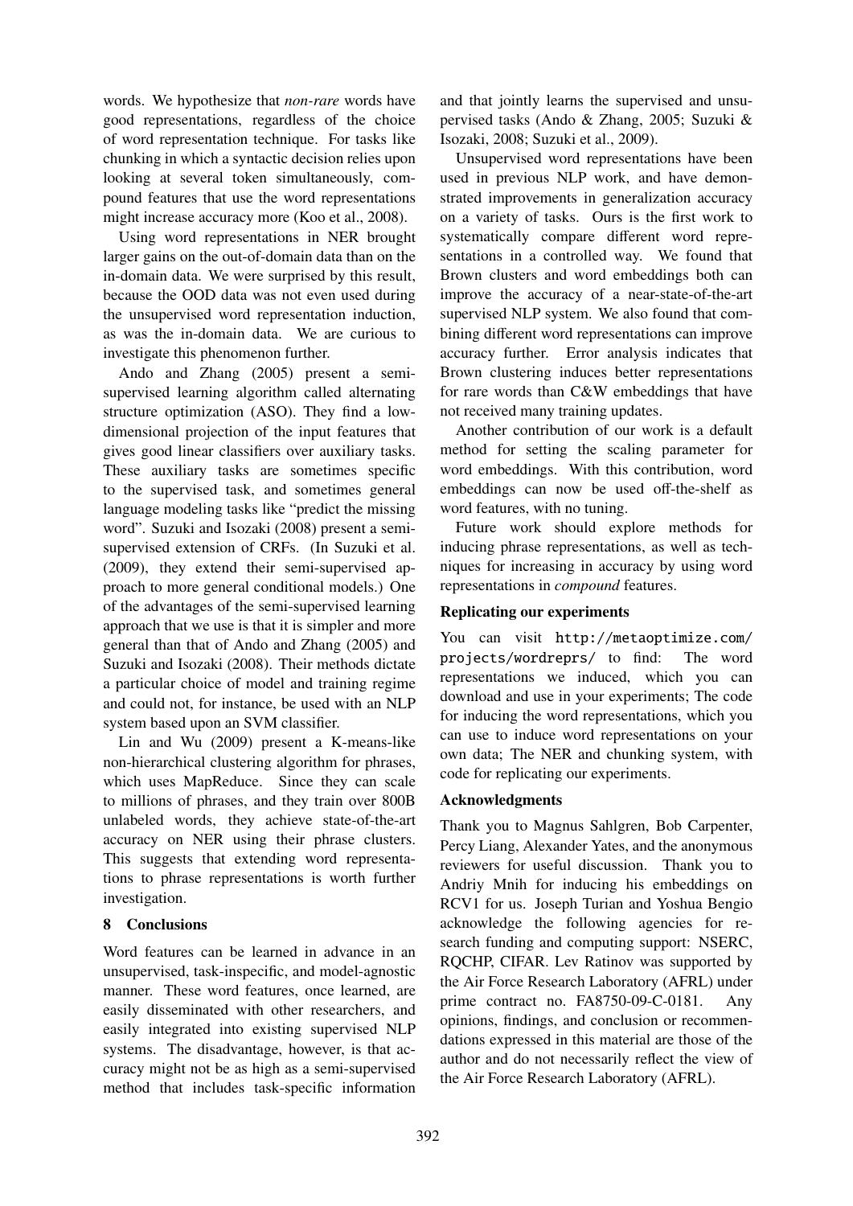words. We hypothesize that *non-rare* words have good representations, regardless of the choice of word representation technique. For tasks like chunking in which a syntactic decision relies upon looking at several token simultaneously, compound features that use the word representations might increase accuracy more (Koo et al., 2008).

Using word representations in NER brought larger gains on the out-of-domain data than on the in-domain data. We were surprised by this result, because the OOD data was not even used during the unsupervised word representation induction, as was the in-domain data. We are curious to investigate this phenomenon further.

Ando and Zhang (2005) present a semi-supervised learning algorithm called alternating structure optimization (ASO). They find a low-dimensional projection of the input features that gives good linear classifiers over auxiliary tasks. These auxiliary tasks are sometimes specific to the supervised task, and sometimes general language modeling tasks like "predict the missing word". Suzuki and Isozaki (2008) present a semi-supervised extension of CRFs. (In Suzuki et al. (2009), they extend their semi-supervised approach to more general conditional models.) One of the advantages of the semi-supervised learning approach that we use is that it is simpler and more general than that of Ando and Zhang (2005) and Suzuki and Isozaki (2008). Their methods dictate a particular choice of model and training regime and could not, for instance, be used with an NLP system based upon an SVM classifier.

Lin and Wu (2009) present a K-means-like non-hierarchical clustering algorithm for phrases, which uses MapReduce. Since they can scale to millions of phrases, and they train over 800B unlabeled words, they achieve state-of-the-art accuracy on NER using their phrase clusters. This suggests that extending word representations to phrase representations is worth further investigation.

## 8 Conclusions

Word features can be learned in advance in an unsupervised, task-inspecific, and model-agnostic manner. These word features, once learned, are easily disseminated with other researchers, and easily integrated into existing supervised NLP systems. The disadvantage, however, is that accuracy might not be as high as a semi-supervised method that includes task-specific information and that jointly learns the supervised and unsupervised tasks (Ando & Zhang, 2005; Suzuki & Isozaki, 2008; Suzuki et al., 2009).

Unsupervised word representations have been used in previous NLP work, and have demonstrated improvements in generalization accuracy on a variety of tasks. Ours is the first work to systematically compare different word representations in a controlled way. We found that Brown clusters and word embeddings both can improve the accuracy of a near-state-of-the-art supervised NLP system. We also found that combining different word representations can improve accuracy further. Error analysis indicates that Brown clustering induces better representations for rare words than C&W embeddings that have not received many training updates.

Another contribution of our work is a default method for setting the scaling parameter for word embeddings. With this contribution, word embeddings can now be used off-the-shelf as word features, with no tuning.

Future work should explore methods for inducing phrase representations, as well as techniques for increasing in accuracy by using word representations in *compound* features.

### Replicating our experiments

You can visit `http://metaoptimize.com/projects/wordreprs/` to find: The word representations we induced, which you can download and use in your experiments; The code for inducing the word representations, which you can use to induce word representations on your own data; The NER and chunking system, with code for replicating our experiments.

### Acknowledgments

Thank you to Magnus Sahlgren, Bob Carpenter, Percy Liang, Alexander Yates, and the anonymous reviewers for useful discussion. Thank you to Andriy Mnih for inducing his embeddings on RCV1 for us. Joseph Turian and Yoshua Bengio acknowledge the following agencies for research funding and computing support: NSERC, RQCHP, CIFAR. Lev Ratinov was supported by the Air Force Research Laboratory (AFRL) under prime contract no. FA8750-09-C-0181. Any opinions, findings, and conclusion or recommendations expressed in this material are those of the author and do not necessarily reflect the view of the Air Force Research Laboratory (AFRL).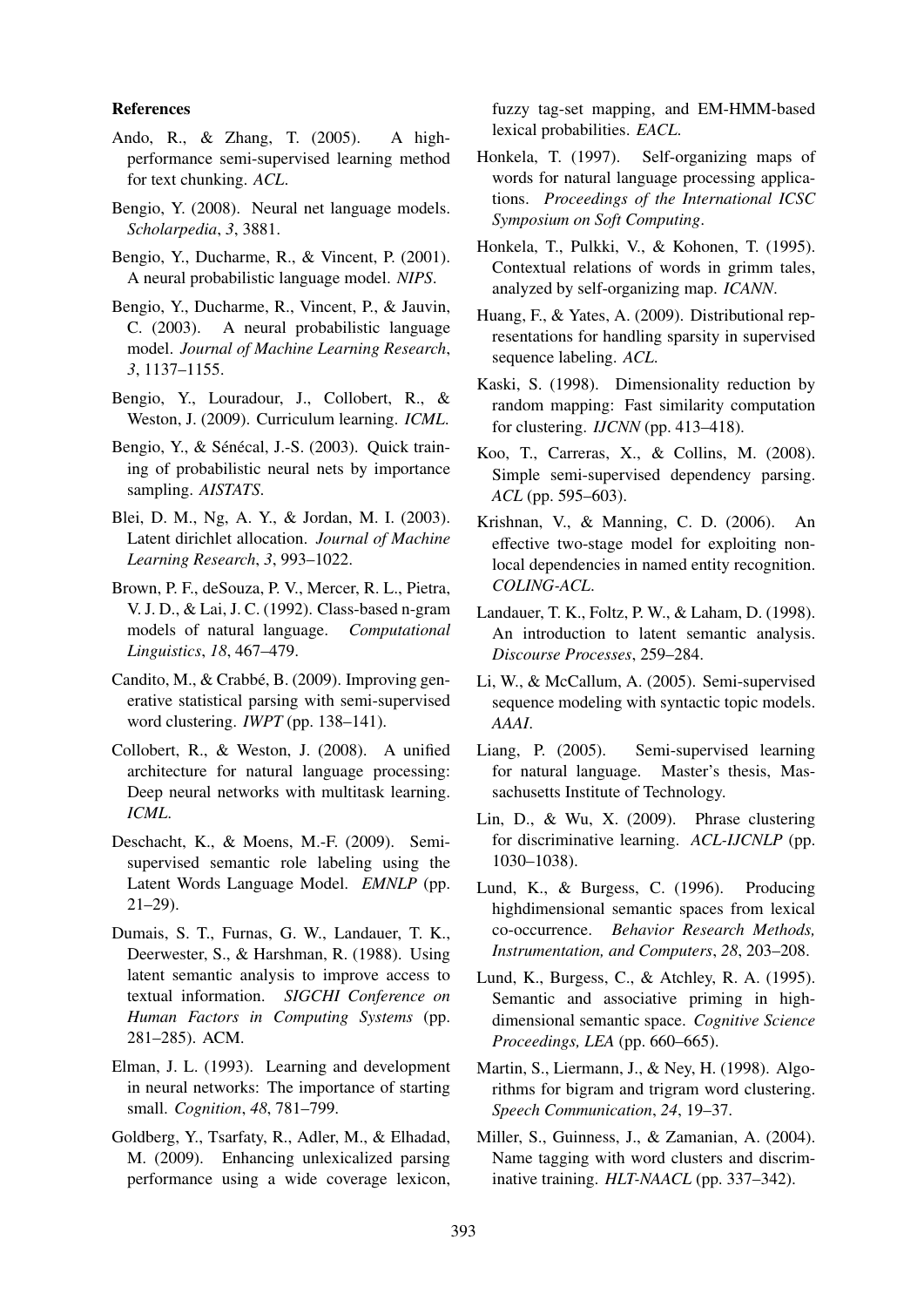### References

Ando, R., & Zhang, T. (2005). A high-performance semi-supervised learning method for text chunking. *ACL*.

Bengio, Y. (2008). Neural net language models. *Scholarpedia*, *3*, 3881.

Bengio, Y., Ducharme, R., & Vincent, P. (2001). A neural probabilistic language model. *NIPS*.

Bengio, Y., Ducharme, R., Vincent, P., & Jauvin, C. (2003). A neural probabilistic language model. *Journal of Machine Learning Research*, *3*, 1137–1155.

Bengio, Y., Louradour, J., Collobert, R., & Weston, J. (2009). Curriculum learning. *ICML*.

Bengio, Y., & Sénécal, J.-S. (2003). Quick training of probabilistic neural nets by importance sampling. *AISTATS*.

Blei, D. M., Ng, A. Y., & Jordan, M. I. (2003). Latent dirichlet allocation. *Journal of Machine Learning Research*, *3*, 993–1022.

Brown, P. F., deSouza, P. V., Mercer, R. L., Pietra, V. J. D., & Lai, J. C. (1992). Class-based n-gram models of natural language. *Computational Linguistics*, *18*, 467–479.

Candito, M., & Crabbé, B. (2009). Improving generative statistical parsing with semi-supervised word clustering. *IWPT* (pp. 138–141).

Collobert, R., & Weston, J. (2008). A unified architecture for natural language processing: Deep neural networks with multitask learning. *ICML*.

Deschacht, K., & Moens, M.-F. (2009). Semi-supervised semantic role labeling using the Latent Words Language Model. *EMNLP* (pp. 21–29).

Dumais, S. T., Furnas, G. W., Landauer, T. K., Deerwester, S., & Harshman, R. (1988). Using latent semantic analysis to improve access to textual information. *SIGCHI Conference on Human Factors in Computing Systems* (pp. 281–285). ACM.

Elman, J. L. (1993). Learning and development in neural networks: The importance of starting small. *Cognition*, *48*, 781–799.

Goldberg, Y., Tsarfaty, R., Adler, M., & Elhadad, M. (2009). Enhancing unlexicalized parsing performance using a wide coverage lexicon, fuzzy tag-set mapping, and EM-HMM-based lexical probabilities. *EACL*.

Honkela, T. (1997). Self-organizing maps of words for natural language processing applications. *Proceedings of the International ICSC Symposium on Soft Computing*.

Honkela, T., Pulkki, V., & Kohonen, T. (1995). Contextual relations of words in grimm tales, analyzed by self-organizing map. *ICANN*.

Huang, F., & Yates, A. (2009). Distributional representations for handling sparsity in supervised sequence labeling. *ACL*.

Kaski, S. (1998). Dimensionality reduction by random mapping: Fast similarity computation for clustering. *IJCNN* (pp. 413–418).

Koo, T., Carreras, X., & Collins, M. (2008). Simple semi-supervised dependency parsing. *ACL* (pp. 595–603).

Krishnan, V., & Manning, C. D. (2006). An effective two-stage model for exploiting non-local dependencies in named entity recognition. *COLING-ACL*.

Landauer, T. K., Foltz, P. W., & Laham, D. (1998). An introduction to latent semantic analysis. *Discourse Processes*, 259–284.

Li, W., & McCallum, A. (2005). Semi-supervised sequence modeling with syntactic topic models. *AAAI*.

Liang, P. (2005). Semi-supervised learning for natural language. Master's thesis, Massachusetts Institute of Technology.

Lin, D., & Wu, X. (2009). Phrase clustering for discriminative learning. *ACL-IJCNLP* (pp. 1030–1038).

Lund, K., & Burgess, C. (1996). Producing highdimensional semantic spaces from lexical co-occurrence. *Behavior Research Methods, Instrumentation, and Computers*, *28*, 203–208.

Lund, K., Burgess, C., & Atchley, R. A. (1995). Semantic and associative priming in high-dimensional semantic space. *Cognitive Science Proceedings, LEA* (pp. 660–665).

Martin, S., Liermann, J., & Ney, H. (1998). Algorithms for bigram and trigram word clustering. *Speech Communication*, *24*, 19–37.

Miller, S., Guinness, J., & Zamanian, A. (2004). Name tagging with word clusters and discriminative training. *HLT-NAACL* (pp. 337–342).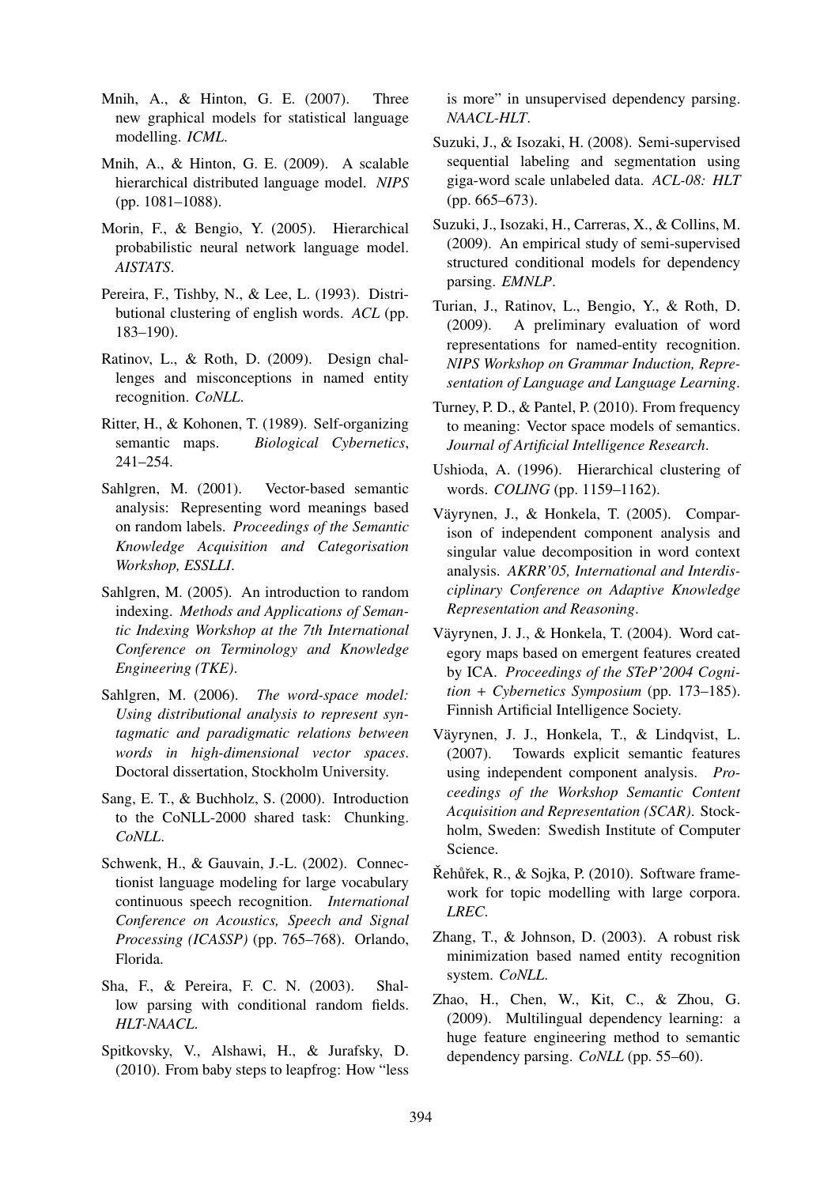Mnih, A., & Hinton, G. E. (2007). Three new graphical models for statistical language modelling. *ICML*.

Mnih, A., & Hinton, G. E. (2009). A scalable hierarchical distributed language model. *NIPS* (pp. 1081–1088).

Morin, F., & Bengio, Y. (2005). Hierarchical probabilistic neural network language model. *AISTATS*.

Pereira, F., Tishby, N., & Lee, L. (1993). Distributional clustering of english words. *ACL* (pp. 183–190).

Ratinov, L., & Roth, D. (2009). Design challenges and misconceptions in named entity recognition. *CoNLL*.

Ritter, H., & Kohonen, T. (1989). Self-organizing semantic maps. *Biological Cybernetics*, 241–254.

Sahlgren, M. (2001). Vector-based semantic analysis: Representing word meanings based on random labels. *Proceedings of the Semantic Knowledge Acquisition and Categorisation Workshop, ESSLLI*.

Sahlgren, M. (2005). An introduction to random indexing. *Methods and Applications of Semantic Indexing Workshop at the 7th International Conference on Terminology and Knowledge Engineering (TKE)*.

Sahlgren, M. (2006). *The word-space model: Using distributional analysis to represent syntagmatic and paradigmatic relations between words in high-dimensional vector spaces*. Doctoral dissertation, Stockholm University.

Sang, E. T., & Buchholz, S. (2000). Introduction to the CoNLL-2000 shared task: Chunking. *CoNLL*.

Schwenk, H., & Gauvain, J.-L. (2002). Connectionist language modeling for large vocabulary continuous speech recognition. *International Conference on Acoustics, Speech and Signal Processing (ICASSP)* (pp. 765–768). Orlando, Florida.

Sha, F., & Pereira, F. C. N. (2003). Shallow parsing with conditional random fields. *HLT-NAACL*.

Spitkovsky, V., Alshawi, H., & Jurafsky, D. (2010). From baby steps to leapfrog: How "less is more" in unsupervised dependency parsing. *NAACL-HLT*.

Suzuki, J., & Isozaki, H. (2008). Semi-supervised sequential labeling and segmentation using giga-word scale unlabeled data. *ACL-08: HLT* (pp. 665–673).

Suzuki, J., Isozaki, H., Carreras, X., & Collins, M. (2009). An empirical study of semi-supervised structured conditional models for dependency parsing. *EMNLP*.

Turian, J., Ratinov, L., Bengio, Y., & Roth, D. (2009). A preliminary evaluation of word representations for named-entity recognition. *NIPS Workshop on Grammar Induction, Representation of Language and Language Learning*.

Turney, P. D., & Pantel, P. (2010). From frequency to meaning: Vector space models of semantics. *Journal of Artificial Intelligence Research*.

Ushioda, A. (1996). Hierarchical clustering of words. *COLING* (pp. 1159–1162).

Väyrynen, J., & Honkela, T. (2005). Comparison of independent component analysis and singular value decomposition in word context analysis. *AKRR'05, International and Interdisciplinary Conference on Adaptive Knowledge Representation and Reasoning*.

Väyrynen, J. J., & Honkela, T. (2004). Word category maps based on emergent features created by ICA. *Proceedings of the STeP'2004 Cognition + Cybernetics Symposium* (pp. 173–185). Finnish Artificial Intelligence Society.

Väyrynen, J. J., Honkela, T., & Lindqvist, L. (2007). Towards explicit semantic features using independent component analysis. *Proceedings of the Workshop Semantic Content Acquisition and Representation (SCAR)*. Stockholm, Sweden: Swedish Institute of Computer Science.

Řehůřek, R., & Sojka, P. (2010). Software framework for topic modelling with large corpora. *LREC*.

Zhang, T., & Johnson, D. (2003). A robust risk minimization based named entity recognition system. *CoNLL*.

Zhao, H., Chen, W., Kit, C., & Zhou, G. (2009). Multilingual dependency learning: a huge feature engineering method to semantic dependency parsing. *CoNLL* (pp. 55–60).